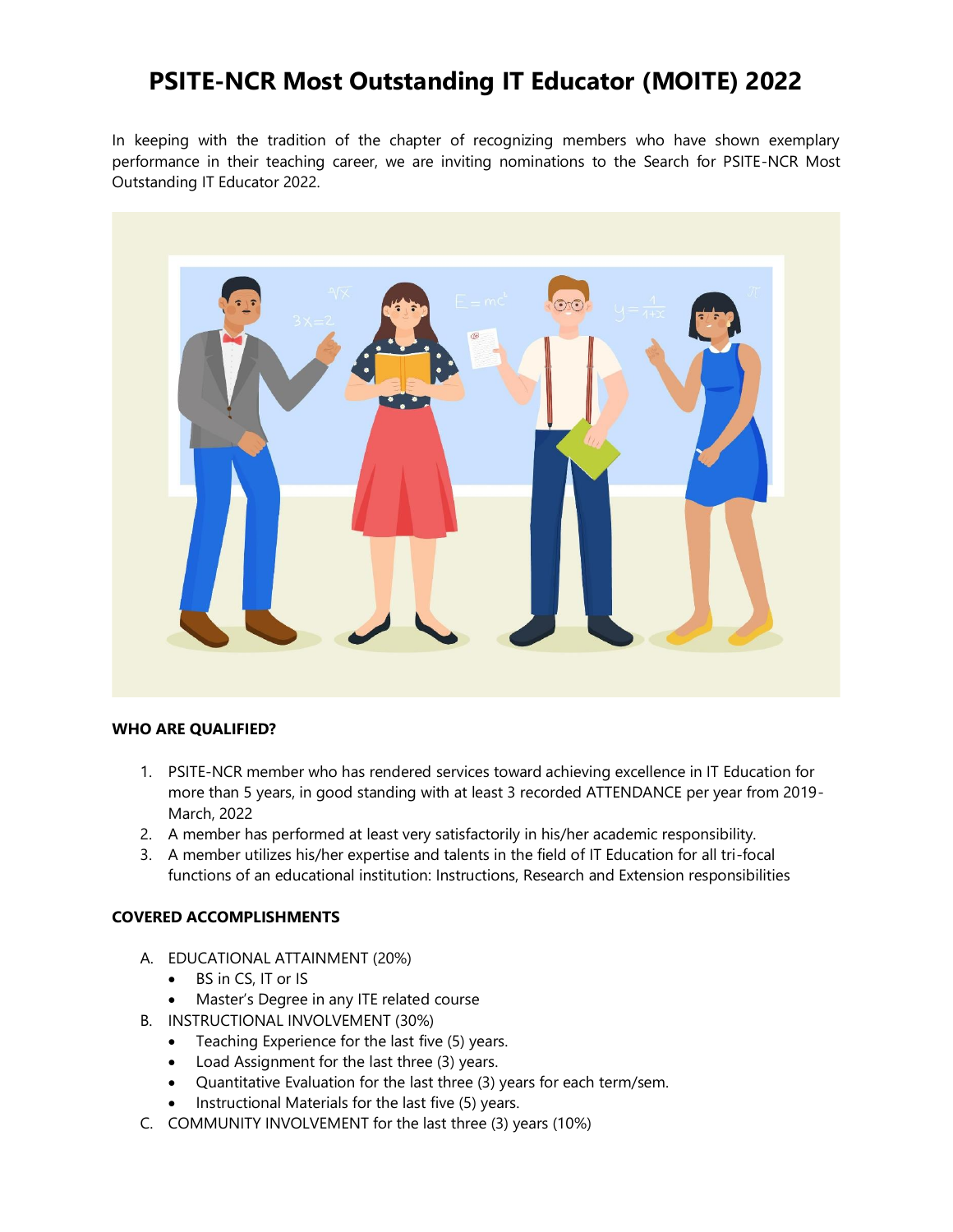# PSITE-NCR Most Outstanding IT Educator (MOITE) 2022

In keeping with the tradition of the chapter of recognizing members who have shown exemplary performance in their teaching career, we are inviting nominations to the Search for PSITE-NCR Most Outstanding IT Educator 2022.

**WHO ARE QUALIFIED?**

1. PSITE-NCR member who has rendered services toward achieving excellence in IT Education for more than 5 years, in good standing with at least 3 recorded ATTENDANCE per year from 2019-March, 2022
2. A member has performed at least very satisfactorily in his/her academic responsibility.
3. A member utilizes his/her expertise and talents in the field of IT Education for all tri-focal functions of an educational institution: Instructions, Research and Extension responsibilities

**COVERED ACCOMPLISHMENTS**

A. EDUCATIONAL ATTAINMENT (20%)
   - BS in CS, IT or IS
   - Master's Degree in any ITE related course
B. INSTRUCTIONAL INVOLVEMENT (30%)
   - Teaching Experience for the last five (5) years.
   - Load Assignment for the last three (3) years.
   - Quantitative Evaluation for the last three (3) years for each term/sem.
   - Instructional Materials for the last five (5) years.
C. COMMUNITY INVOLVEMENT for the last three (3) years (10%)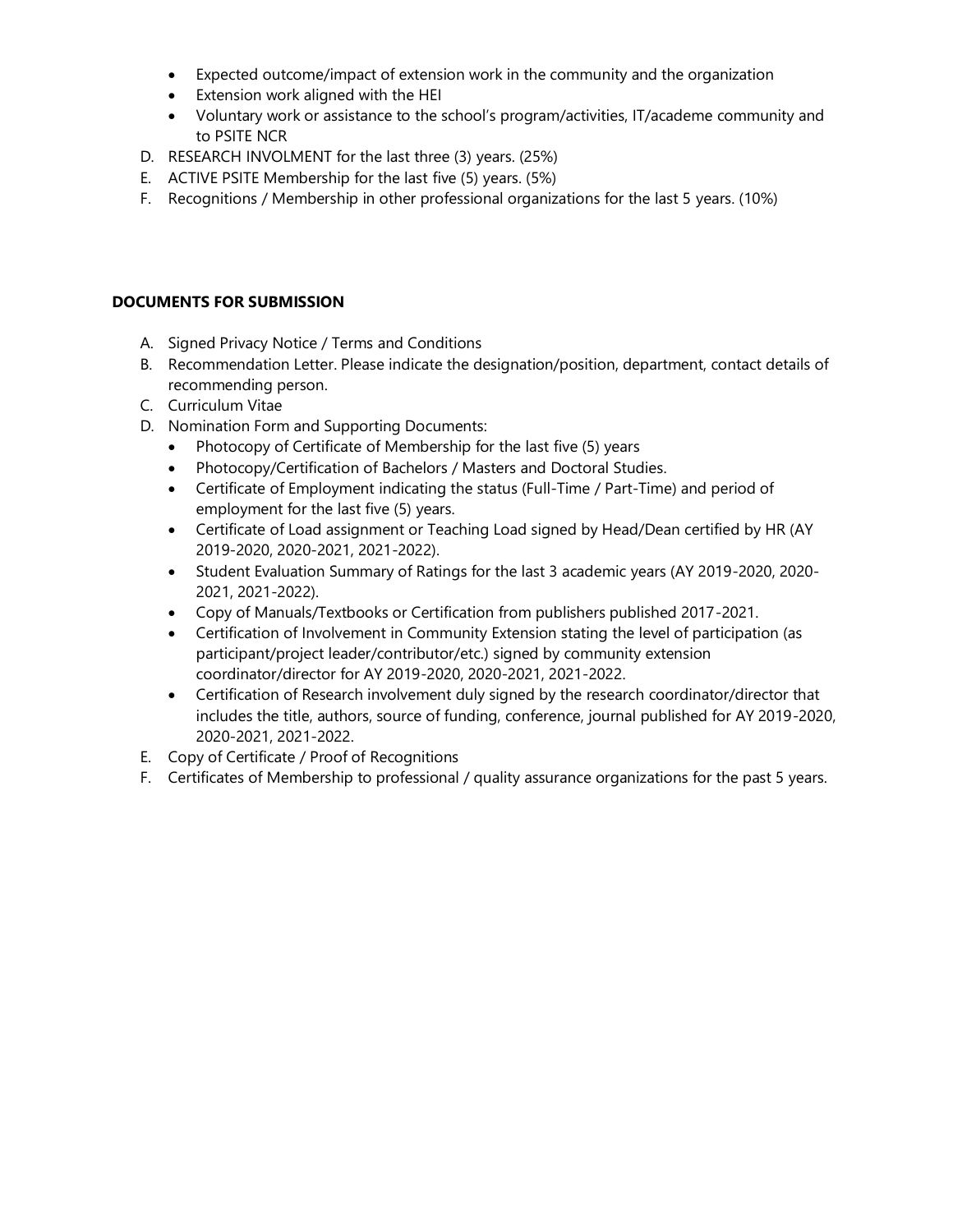- Expected outcome/impact of extension work in the community and the organization
- Extension work aligned with the HEI
- Voluntary work or assistance to the school's program/activities, IT/academe community and to PSITE NCR

D. RESEARCH INVOLMENT for the last three (3) years. (25%)
E. ACTIVE PSITE Membership for the last five (5) years. (5%)
F. Recognitions / Membership in other professional organizations for the last 5 years. (10%)

**DOCUMENTS FOR SUBMISSION**

A. Signed Privacy Notice / Terms and Conditions
B. Recommendation Letter. Please indicate the designation/position, department, contact details of recommending person.
C. Curriculum Vitae
D. Nomination Form and Supporting Documents:
   - Photocopy of Certificate of Membership for the last five (5) years
   - Photocopy/Certification of Bachelors / Masters and Doctoral Studies.
   - Certificate of Employment indicating the status (Full-Time / Part-Time) and period of employment for the last five (5) years.
   - Certificate of Load assignment or Teaching Load signed by Head/Dean certified by HR (AY 2019-2020, 2020-2021, 2021-2022).
   - Student Evaluation Summary of Ratings for the last 3 academic years (AY 2019-2020, 2020-2021, 2021-2022).
   - Copy of Manuals/Textbooks or Certification from publishers published 2017-2021.
   - Certification of Involvement in Community Extension stating the level of participation (as participant/project leader/contributor/etc.) signed by community extension coordinator/director for AY 2019-2020, 2020-2021, 2021-2022.
   - Certification of Research involvement duly signed by the research coordinator/director that includes the title, authors, source of funding, conference, journal published for AY 2019-2020, 2020-2021, 2021-2022.
E. Copy of Certificate / Proof of Recognitions
F. Certificates of Membership to professional / quality assurance organizations for the past 5 years.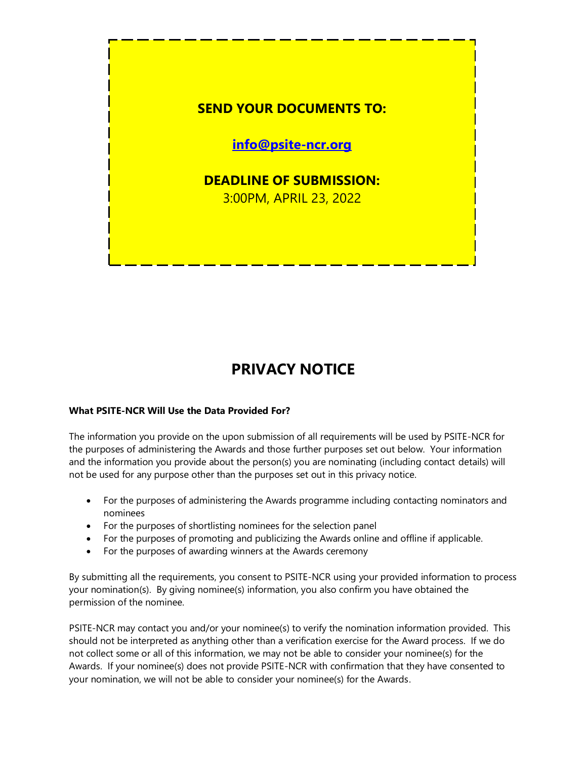**SEND YOUR DOCUMENTS TO:**

**info@psite-ncr.org**

**DEADLINE OF SUBMISSION:**

3:00PM, APRIL 23, 2022

# PRIVACY NOTICE

**What PSITE-NCR Will Use the Data Provided For?**

The information you provide on the upon submission of all requirements will be used by PSITE-NCR for the purposes of administering the Awards and those further purposes set out below. Your information and the information you provide about the person(s) you are nominating (including contact details) will not be used for any purpose other than the purposes set out in this privacy notice.

- For the purposes of administering the Awards programme including contacting nominators and nominees
- For the purposes of shortlisting nominees for the selection panel
- For the purposes of promoting and publicizing the Awards online and offline if applicable.
- For the purposes of awarding winners at the Awards ceremony

By submitting all the requirements, you consent to PSITE-NCR using your provided information to process your nomination(s). By giving nominee(s) information, you also confirm you have obtained the permission of the nominee.

PSITE-NCR may contact you and/or your nominee(s) to verify the nomination information provided. This should not be interpreted as anything other than a verification exercise for the Award process. If we do not collect some or all of this information, we may not be able to consider your nominee(s) for the Awards. If your nominee(s) does not provide PSITE-NCR with confirmation that they have consented to your nomination, we will not be able to consider your nominee(s) for the Awards.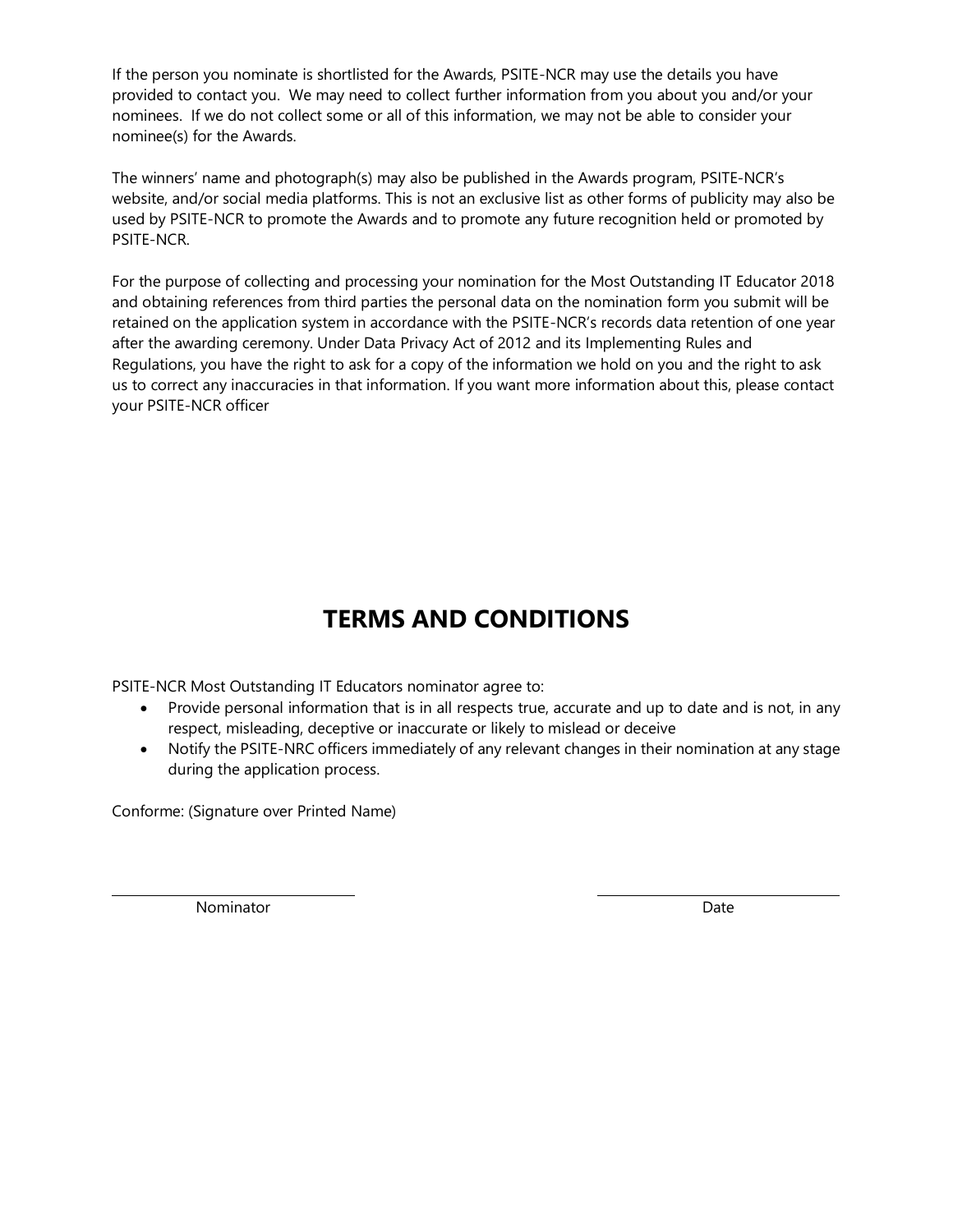If the person you nominate is shortlisted for the Awards, PSITE-NCR may use the details you have provided to contact you. We may need to collect further information from you about you and/or your nominees. If we do not collect some or all of this information, we may not be able to consider your nominee(s) for the Awards.

The winners' name and photograph(s) may also be published in the Awards program, PSITE-NCR's website, and/or social media platforms. This is not an exclusive list as other forms of publicity may also be used by PSITE-NCR to promote the Awards and to promote any future recognition held or promoted by PSITE-NCR.

For the purpose of collecting and processing your nomination for the Most Outstanding IT Educator 2018 and obtaining references from third parties the personal data on the nomination form you submit will be retained on the application system in accordance with the PSITE-NCR's records data retention of one year after the awarding ceremony. Under Data Privacy Act of 2012 and its Implementing Rules and Regulations, you have the right to ask for a copy of the information we hold on you and the right to ask us to correct any inaccuracies in that information. If you want more information about this, please contact your PSITE-NCR officer

# TERMS AND CONDITIONS

PSITE-NCR Most Outstanding IT Educators nominator agree to:

- Provide personal information that is in all respects true, accurate and up to date and is not, in any respect, misleading, deceptive or inaccurate or likely to mislead or deceive
- Notify the PSITE-NRC officers immediately of any relevant changes in their nomination at any stage during the application process.

Conforme: (Signature over Printed Name)

| ______________________ | ______________________ |
|---|---|
| Nominator | Date |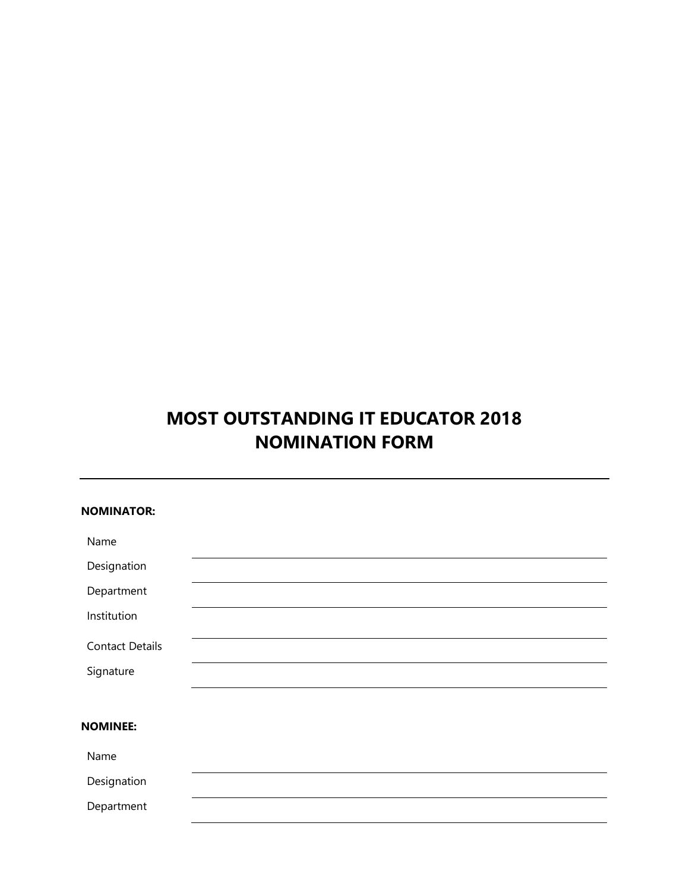# MOST OUTSTANDING IT EDUCATOR 2018
# NOMINATION FORM

---

**NOMINATOR:**

Name ______________________________

Designation ______________________________

Department ______________________________

Institution ______________________________

Contact Details ______________________________

Signature ______________________________

**NOMINEE:**

Name ______________________________

Designation ______________________________

Department ______________________________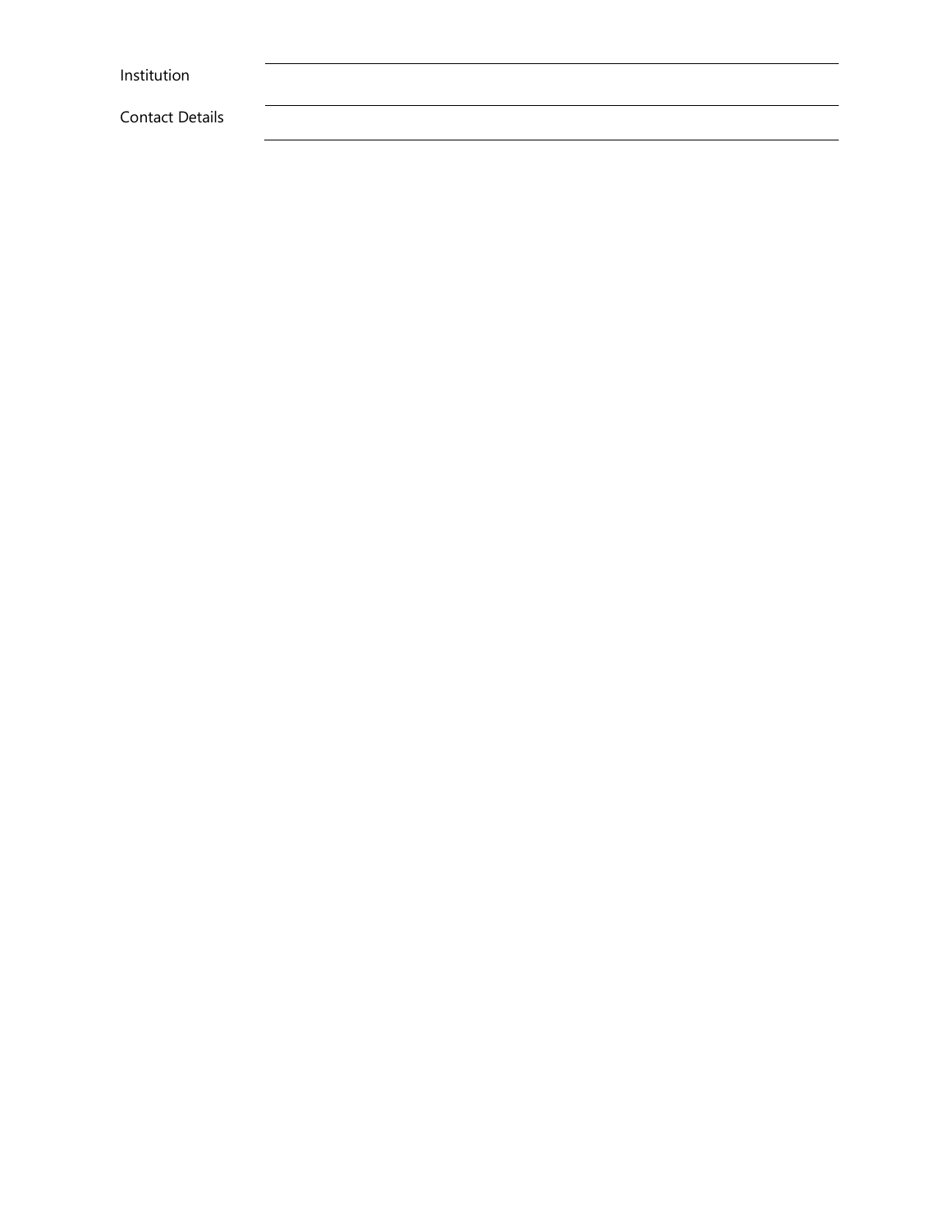| | |
|---|---|
| Institution | |
| Contact Details | |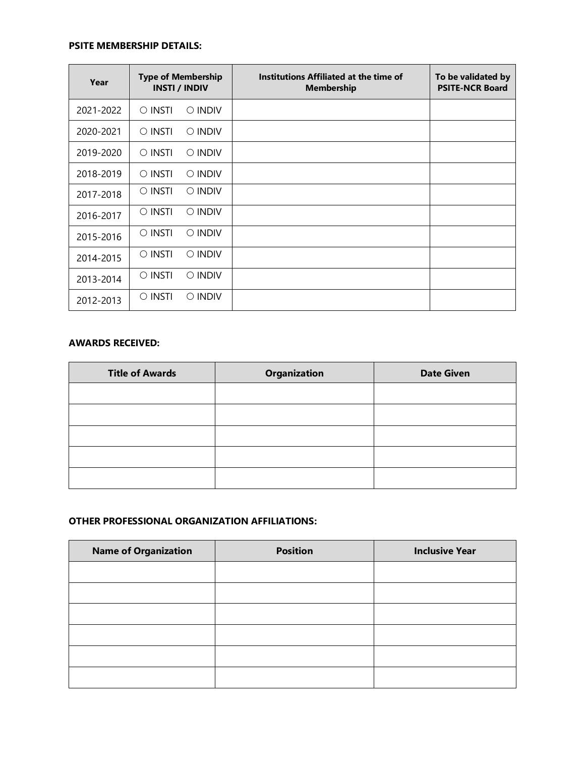**PSITE MEMBERSHIP DETAILS:**

| Year | Type of Membership INSTI / INDIV | Institutions Affiliated at the time of Membership | To be validated by PSITE-NCR Board |
|---|---|---|---|
| 2021-2022 | ○ INSTI ○ INDIV | | |
| 2020-2021 | ○ INSTI ○ INDIV | | |
| 2019-2020 | ○ INSTI ○ INDIV | | |
| 2018-2019 | ○ INSTI ○ INDIV | | |
| 2017-2018 | ○ INSTI ○ INDIV | | |
| 2016-2017 | ○ INSTI ○ INDIV | | |
| 2015-2016 | ○ INSTI ○ INDIV | | |
| 2014-2015 | ○ INSTI ○ INDIV | | |
| 2013-2014 | ○ INSTI ○ INDIV | | |
| 2012-2013 | ○ INSTI ○ INDIV | | |

**AWARDS RECEIVED:**

| Title of Awards | Organization | Date Given |
|---|---|---|
| | | |
| | | |
| | | |
| | | |
| | | |

**OTHER PROFESSIONAL ORGANIZATION AFFILIATIONS:**

| Name of Organization | Position | Inclusive Year |
|---|---|---|
| | | |
| | | |
| | | |
| | | |
| | | |
| | | |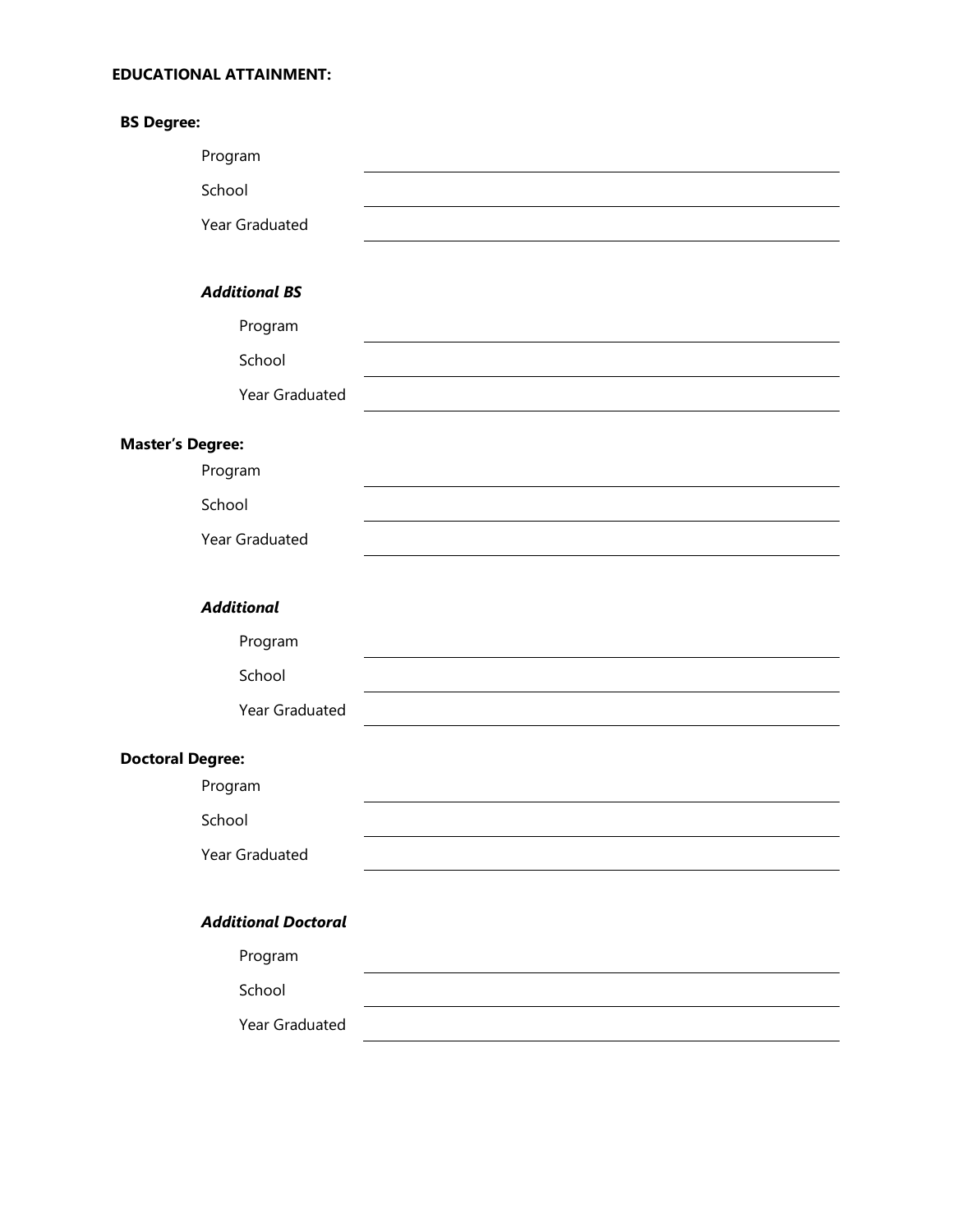**EDUCATIONAL ATTAINMENT:**

**BS Degree:**

Program ____________________

School ____________________

Year Graduated ____________________

***Additional BS***

Program ____________________

School ____________________

Year Graduated ____________________

**Master's Degree:**

Program ____________________

School ____________________

Year Graduated ____________________

***Additional***

Program ____________________

School ____________________

Year Graduated ____________________

**Doctoral Degree:**

Program ____________________

School ____________________

Year Graduated ____________________

***Additional Doctoral***

Program ____________________

School ____________________

Year Graduated ____________________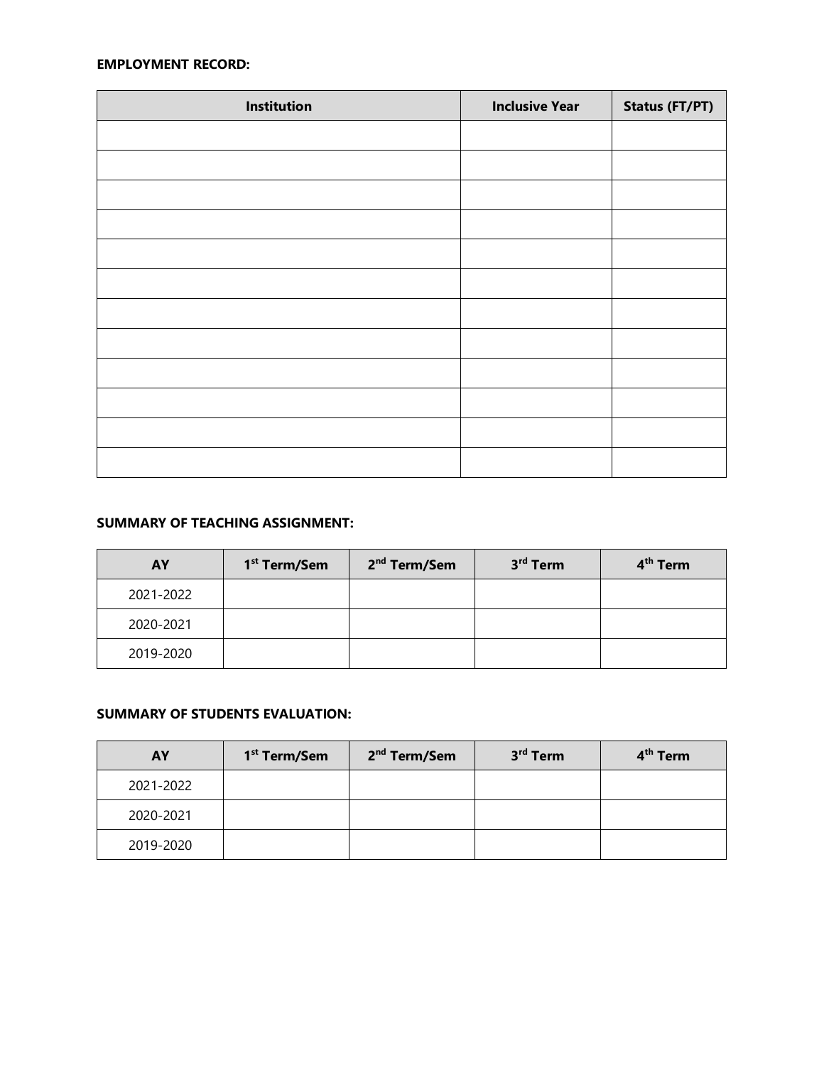**EMPLOYMENT RECORD:**

| Institution | Inclusive Year | Status (FT/PT) |
| --- | --- | --- |
| | | |
| | | |
| | | |
| | | |
| | | |
| | | |
| | | |
| | | |
| | | |
| | | |
| | | |
| | | |

**SUMMARY OF TEACHING ASSIGNMENT:**

| AY | 1st Term/Sem | 2nd Term/Sem | 3rd Term | 4th Term |
| --- | --- | --- | --- | --- |
| 2021-2022 | | | | |
| 2020-2021 | | | | |
| 2019-2020 | | | | |

**SUMMARY OF STUDENTS EVALUATION:**

| AY | 1st Term/Sem | 2nd Term/Sem | 3rd Term | 4th Term |
| --- | --- | --- | --- | --- |
| 2021-2022 | | | | |
| 2020-2021 | | | | |
| 2019-2020 | | | | |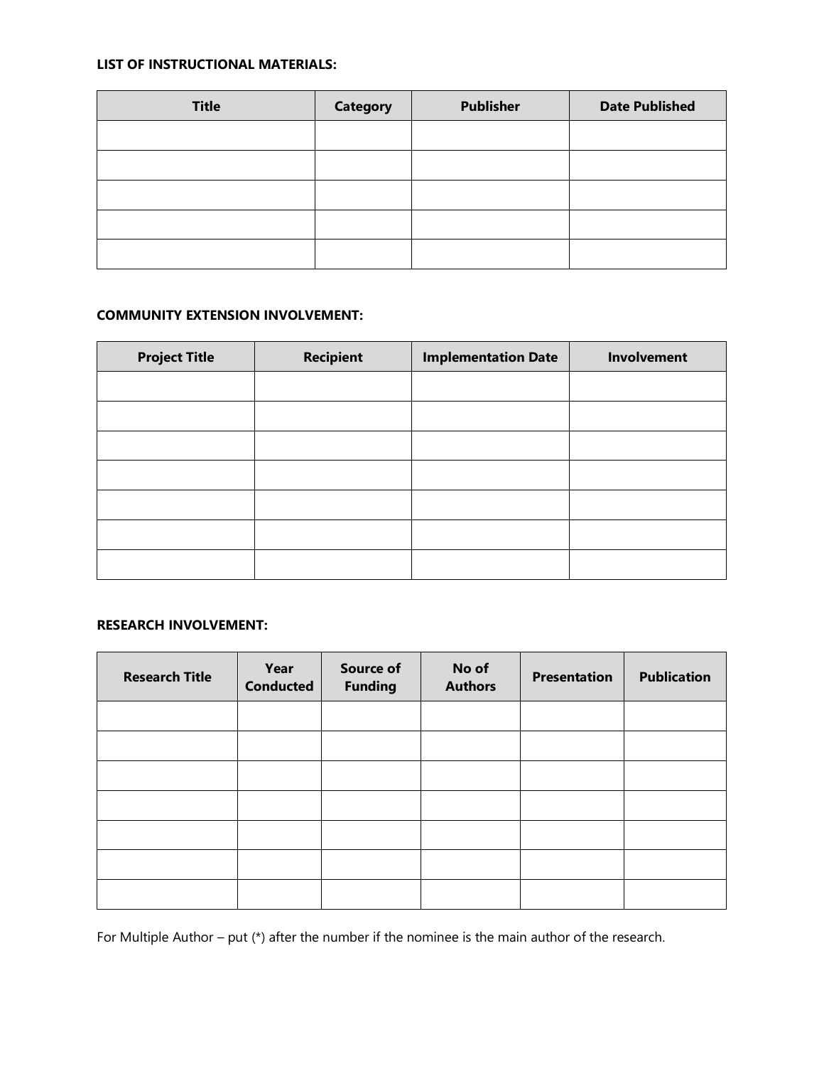**LIST OF INSTRUCTIONAL MATERIALS:**

| Title | Category | Publisher | Date Published |
| --- | --- | --- | --- |
| | | | |
| | | | |
| | | | |
| | | | |
| | | | |

**COMMUNITY EXTENSION INVOLVEMENT:**

| Project Title | Recipient | Implementation Date | Involvement |
| --- | --- | --- | --- |
| | | | |
| | | | |
| | | | |
| | | | |
| | | | |
| | | | |
| | | | |

**RESEARCH INVOLVEMENT:**

| Research Title | Year Conducted | Source of Funding | No of Authors | Presentation | Publication |
| --- | --- | --- | --- | --- | --- |
| | | | | | |
| | | | | | |
| | | | | | |
| | | | | | |
| | | | | | |
| | | | | | |
| | | | | | |

For Multiple Author – put (*) after the number if the nominee is the main author of the research.